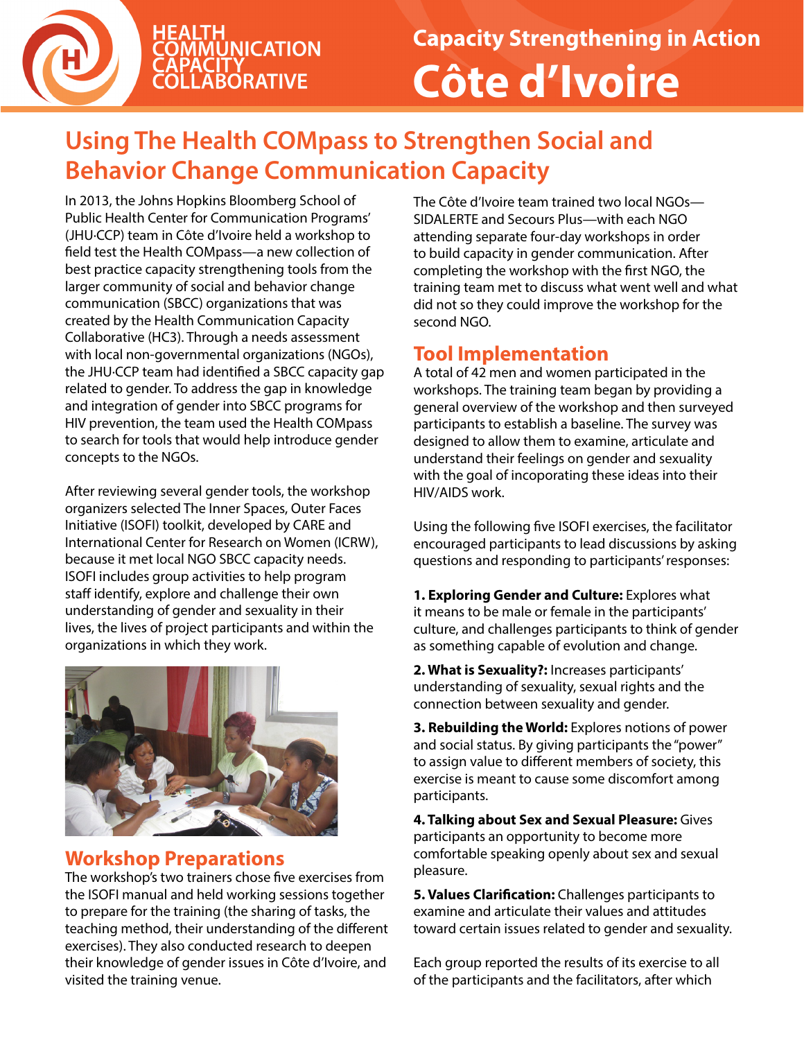HEALTH COMMUNICATION CAPACITY COLLABORATIVE

Capacity Strengthening in Action

# Côte d'Ivoire

## Using The Health COMpass to Strengthen Social and Behavior Change Communication Capacity

In 2013, the Johns Hopkins Bloomberg School of Public Health Center for Communication Programs' (JHU·CCP) team in Côte d'Ivoire held a workshop to field test the Health COMpass—a new collection of best practice capacity strengthening tools from the larger community of social and behavior change communication (SBCC) organizations that was created by the Health Communication Capacity Collaborative (HC3). Through a needs assessment with local non-governmental organizations (NGOs), the JHU·CCP team had identified a SBCC capacity gap related to gender. To address the gap in knowledge and integration of gender into SBCC programs for HIV prevention, the team used the Health COMpass to search for tools that would help introduce gender concepts to the NGOs.

After reviewing several gender tools, the workshop organizers selected The Inner Spaces, Outer Faces Initiative (ISOFI) toolkit, developed by CARE and International Center for Research on Women (ICRW), because it met local NGO SBCC capacity needs. ISOFI includes group activities to help program staff identify, explore and challenge their own understanding of gender and sexuality in their lives, the lives of project participants and within the organizations in which they work.

## Workshop Preparations

The workshop's two trainers chose five exercises from the ISOFI manual and held working sessions together to prepare for the training (the sharing of tasks, the teaching method, their understanding of the different exercises). They also conducted research to deepen their knowledge of gender issues in Côte d'Ivoire, and visited the training venue.

The Côte d'Ivoire team trained two local NGOs—SIDALERTE and Secours Plus—with each NGO attending separate four-day workshops in order to build capacity in gender communication. After completing the workshop with the first NGO, the training team met to discuss what went well and what did not so they could improve the workshop for the second NGO.

## Tool Implementation

A total of 42 men and women participated in the workshops. The training team began by providing a general overview of the workshop and then surveyed participants to establish a baseline. The survey was designed to allow them to examine, articulate and understand their feelings on gender and sexuality with the goal of incoporating these ideas into their HIV/AIDS work.

Using the following five ISOFI exercises, the facilitator encouraged participants to lead discussions by asking questions and responding to participants' responses:

**1. Exploring Gender and Culture:** Explores what it means to be male or female in the participants' culture, and challenges participants to think of gender as something capable of evolution and change.

**2. What is Sexuality?:** Increases participants' understanding of sexuality, sexual rights and the connection between sexuality and gender.

**3. Rebuilding the World:** Explores notions of power and social status. By giving participants the "power" to assign value to different members of society, this exercise is meant to cause some discomfort among participants.

**4. Talking about Sex and Sexual Pleasure:** Gives participants an opportunity to become more comfortable speaking openly about sex and sexual pleasure.

**5. Values Clarification:** Challenges participants to examine and articulate their values and attitudes toward certain issues related to gender and sexuality.

Each group reported the results of its exercise to all of the participants and the facilitators, after which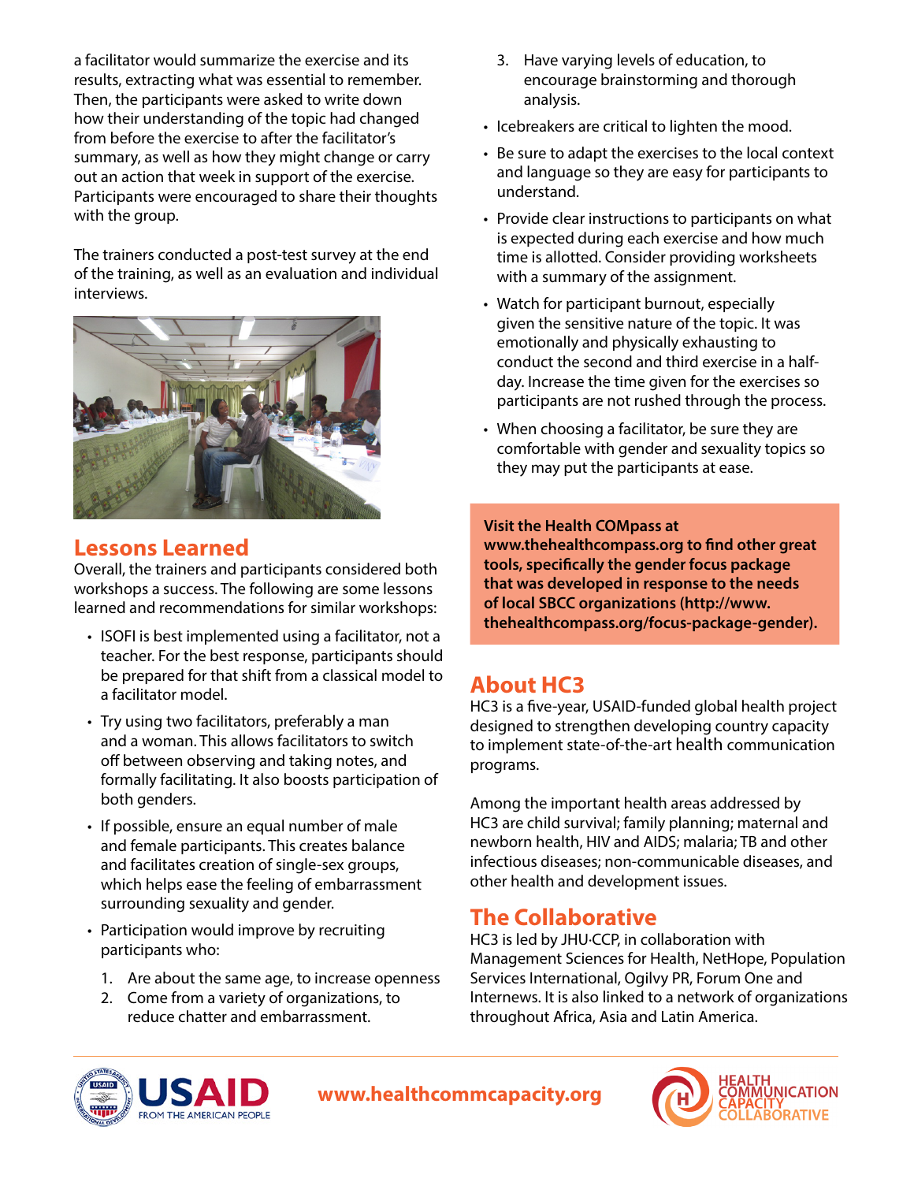a facilitator would summarize the exercise and its results, extracting what was essential to remember. Then, the participants were asked to write down how their understanding of the topic had changed from before the exercise to after the facilitator's summary, as well as how they might change or carry out an action that week in support of the exercise. Participants were encouraged to share their thoughts with the group.

The trainers conducted a post-test survey at the end of the training, as well as an evaluation and individual interviews.

## Lessons Learned

Overall, the trainers and participants considered both workshops a success. The following are some lessons learned and recommendations for similar workshops:

- ISOFI is best implemented using a facilitator, not a teacher. For the best response, participants should be prepared for that shift from a classical model to a facilitator model.
- Try using two facilitators, preferably a man and a woman. This allows facilitators to switch off between observing and taking notes, and formally facilitating. It also boosts participation of both genders.
- If possible, ensure an equal number of male and female participants. This creates balance and facilitates creation of single-sex groups, which helps ease the feeling of embarrassment surrounding sexuality and gender.
- Participation would improve by recruiting participants who:
  1. Are about the same age, to increase openness
  2. Come from a variety of organizations, to reduce chatter and embarrassment.
  3. Have varying levels of education, to encourage brainstorming and thorough analysis.
- Icebreakers are critical to lighten the mood.
- Be sure to adapt the exercises to the local context and language so they are easy for participants to understand.
- Provide clear instructions to participants on what is expected during each exercise and how much time is allotted. Consider providing worksheets with a summary of the assignment.
- Watch for participant burnout, especially given the sensitive nature of the topic. It was emotionally and physically exhausting to conduct the second and third exercise in a half-day. Increase the time given for the exercises so participants are not rushed through the process.
- When choosing a facilitator, be sure they are comfortable with gender and sexuality topics so they may put the participants at ease.

**Visit the Health COMpass at www.thehealthcompass.org to find other great tools, specifically the gender focus package that was developed in response to the needs of local SBCC organizations (http://www.thehealthcompass.org/focus-package-gender).**

## About HC3

HC3 is a five-year, USAID-funded global health project designed to strengthen developing country capacity to implement state-of-the-art health communication programs.

Among the important health areas addressed by HC3 are child survival; family planning; maternal and newborn health, HIV and AIDS; malaria; TB and other infectious diseases; non-communicable diseases, and other health and development issues.

## The Collaborative

HC3 is led by JHU·CCP, in collaboration with Management Sciences for Health, NetHope, Population Services International, Ogilvy PR, Forum One and Internews. It is also linked to a network of organizations throughout Africa, Asia and Latin America.

USAID FROM THE AMERICAN PEOPLE

www.healthcommcapacity.org

HEALTH COMMUNICATION CAPACITY COLLABORATIVE